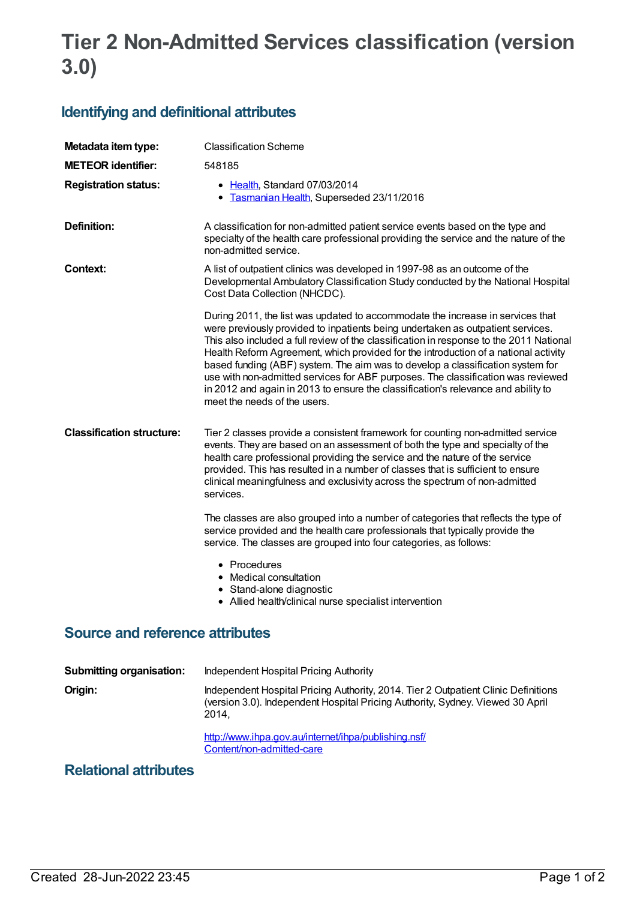# Tier 2 Non-Admitted Services classification (version 3.0)

## Identifying and definitional attributes

| | |
|---|---|
| **Metadata item type:** | Classification Scheme |
| **METEOR identifier:** | 548185 |
| **Registration status:** | • Health, Standard 07/03/2014<br>• Tasmanian Health, Superseded 23/11/2016 |
| **Definition:** | A classification for non-admitted patient service events based on the type and specialty of the health care professional providing the service and the nature of the non-admitted service. |
| **Context:** | A list of outpatient clinics was developed in 1997-98 as an outcome of the Developmental Ambulatory Classification Study conducted by the National Hospital Cost Data Collection (NHCDC).<br><br>During 2011, the list was updated to accommodate the increase in services that were previously provided to inpatients being undertaken as outpatient services. This also included a full review of the classification in response to the 2011 National Health Reform Agreement, which provided for the introduction of a national activity based funding (ABF) system. The aim was to develop a classification system for use with non-admitted services for ABF purposes. The classification was reviewed in 2012 and again in 2013 to ensure the classification's relevance and ability to meet the needs of the users. |
| **Classification structure:** | Tier 2 classes provide a consistent framework for counting non-admitted service events. They are based on an assessment of both the type and specialty of the health care professional providing the service and the nature of the service provided. This has resulted in a number of classes that is sufficient to ensure clinical meaningfulness and exclusivity across the spectrum of non-admitted services.<br><br>The classes are also grouped into a number of categories that reflects the type of service provided and the health care professionals that typically provide the service. The classes are grouped into four categories, as follows:<br><br>• Procedures<br>• Medical consultation<br>• Stand-alone diagnostic<br>• Allied health/clinical nurse specialist intervention |

## Source and reference attributes

| | |
|---|---|
| **Submitting organisation:** | Independent Hospital Pricing Authority |
| **Origin:** | Independent Hospital Pricing Authority, 2014. Tier 2 Outpatient Clinic Definitions (version 3.0). Independent Hospital Pricing Authority, Sydney. Viewed 30 April 2014,<br><br>http://www.ihpa.gov.au/internet/ihpa/publishing.nsf/Content/non-admitted-care |

## Relational attributes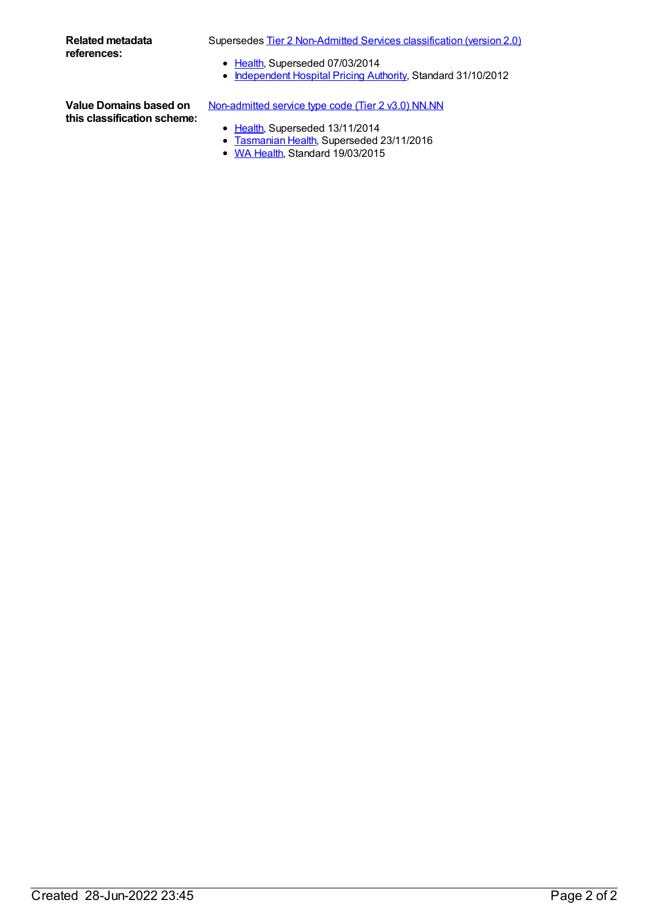**Related metadata references:**

Supersedes Tier 2 Non-Admitted Services classification (version 2.0)

- Health, Superseded 07/03/2014
- Independent Hospital Pricing Authority, Standard 31/10/2012

**Value Domains based on this classification scheme:**

Non-admitted service type code (Tier 2 v3.0) NN.NN

- Health, Superseded 13/11/2014
- Tasmanian Health, Superseded 23/11/2016
- WA Health, Standard 19/03/2015